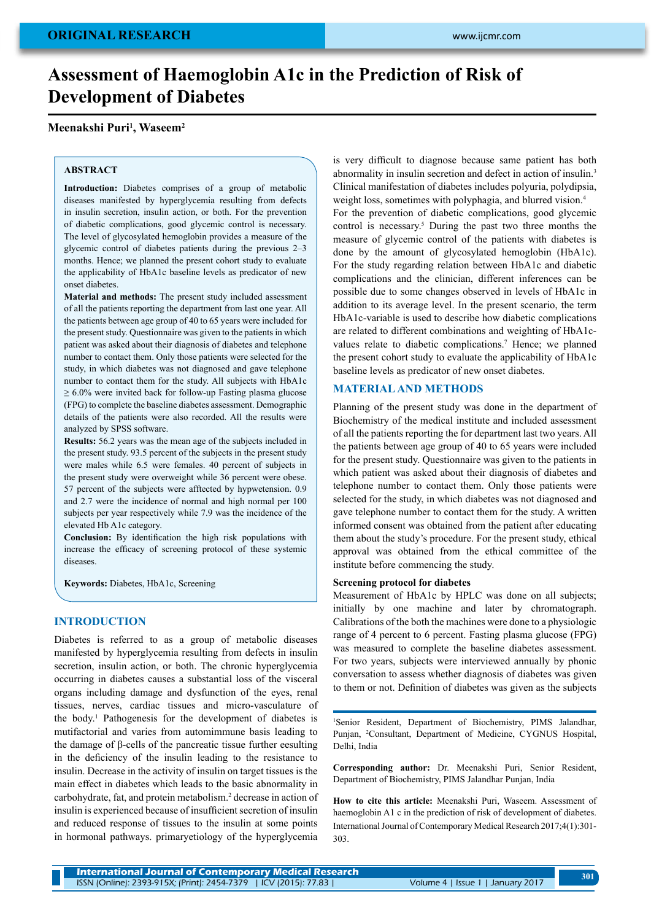ORIGINAL RESEARCH

# Assessment of Haemoglobin A1c in the Prediction of Risk of Development of Diabetes

**Meenakshi Puri[1], Waseem[2]**

## ABSTRACT

**Introduction:** Diabetes comprises of a group of metabolic diseases manifested by hyperglycemia resulting from defects in insulin secretion, insulin action, or both. For the prevention of diabetic complications, good glycemic control is necessary. The level of glycosylated hemoglobin provides a measure of the glycemic control of diabetes patients during the previous 2–3 months. Hence; we planned the present cohort study to evaluate the applicability of HbA1c baseline levels as predicator of new onset diabetes.

**Material and methods:** The present study included assessment of all the patients reporting the department from last one year. All the patients between age group of 40 to 65 years were included for the present study. Questionnaire was given to the patients in which patient was asked about their diagnosis of diabetes and telephone number to contact them. Only those patients were selected for the study, in which diabetes was not diagnosed and gave telephone number to contact them for the study. All subjects with HbA1c ≥ 6.0% were invited back for follow-up Fasting plasma glucose (FPG) to complete the baseline diabetes assessment. Demographic details of the patients were also recorded. All the results were analyzed by SPSS software.

**Results:** 56.2 years was the mean age of the subjects included in the present study. 93.5 percent of the subjects in the present study were males while 6.5 were females. 40 percent of subjects in the present study were overweight while 36 percent were obese. 57 percent of the subjects were afftected by hypwetension. 0.9 and 2.7 were the incidence of normal and high normal per 100 subjects per year respectively while 7.9 was the incidence of the elevated Hb A1c category.

**Conclusion:** By identification the high risk populations with increase the efficacy of screening protocol of these systemic diseases.

**Keywords:** Diabetes, HbA1c, Screening

## INTRODUCTION

Diabetes is referred to as a group of metabolic diseases manifested by hyperglycemia resulting from defects in insulin secretion, insulin action, or both. The chronic hyperglycemia occurring in diabetes causes a substantial loss of the visceral organs including damage and dysfunction of the eyes, renal tissues, nerves, cardiac tissues and micro-vasculature of the body.[1] Pathogenesis for the development of diabetes is mutifactorial and varies from automimmune basis leading to the damage of β-cells of the pancreatic tissue further eesulting in the deficiency of the insulin leading to the resistance to insulin. Decrease in the activity of insulin on target tissues is the main effect in diabetes which leads to the basic abnormality in carbohydrate, fat, and protein metabolism.[2] decrease in action of insulin is experienced because of insufficient secretion of insulin and reduced response of tissues to the insulin at some points in hormonal pathways. primaryetiology of the hyperglycemia is very difficult to diagnose because same patient has both abnormality in insulin secretion and defect in action of insulin.[3] Clinical manifestation of diabetes includes polyuria, polydipsia, weight loss, sometimes with polyphagia, and blurred vision.[4] For the prevention of diabetic complications, good glycemic control is necessary.[5] During the past two three months the measure of glycemic control of the patients with diabetes is done by the amount of glycosylated hemoglobin (HbA1c). For the study regarding relation between HbA1c and diabetic complications and the clinician, different inferences can be possible due to some changes observed in levels of HbA1c in addition to its average level. In the present scenario, the term HbA1c-variable is used to describe how diabetic complications are related to different combinations and weighting of HbA1c-values relate to diabetic complications.[7] Hence; we planned the present cohort study to evaluate the applicability of HbA1c baseline levels as predicator of new onset diabetes.

## MATERIAL AND METHODS

Planning of the present study was done in the department of Biochemistry of the medical institute and included assessment of all the patients reporting the for department last two years. All the patients between age group of 40 to 65 years were included for the present study. Questionnaire was given to the patients in which patient was asked about their diagnosis of diabetes and telephone number to contact them. Only those patients were selected for the study, in which diabetes was not diagnosed and gave telephone number to contact them for the study. A written informed consent was obtained from the patient after educating them about the study's procedure. For the present study, ethical approval was obtained from the ethical committee of the institute before commencing the study.

### Screening protocol for diabetes

Measurement of HbA1c by HPLC was done on all subjects; initially by one machine and later by chromatograph. Calibrations of the both the machines were done to a physiologic range of 4 percent to 6 percent. Fasting plasma glucose (FPG) was measured to complete the baseline diabetes assessment. For two years, subjects were interviewed annually by phonic conversation to assess whether diagnosis of diabetes was given to them or not. Definition of diabetes was given as the subjects

---

[1]Senior Resident, Department of Biochemistry, PIMS Jalandhar, Punjan, [2]Consultant, Department of Medicine, CYGNUS Hospital, Delhi, India

**Corresponding author:** Dr. Meenakshi Puri, Senior Resident, Department of Biochemistry, PIMS Jalandhar Punjan, India

**How to cite this article:** Meenakshi Puri, Waseem. Assessment of haemoglobin A1 c in the prediction of risk of development of diabetes. International Journal of Contemporary Medical Research 2017;4(1):301-303.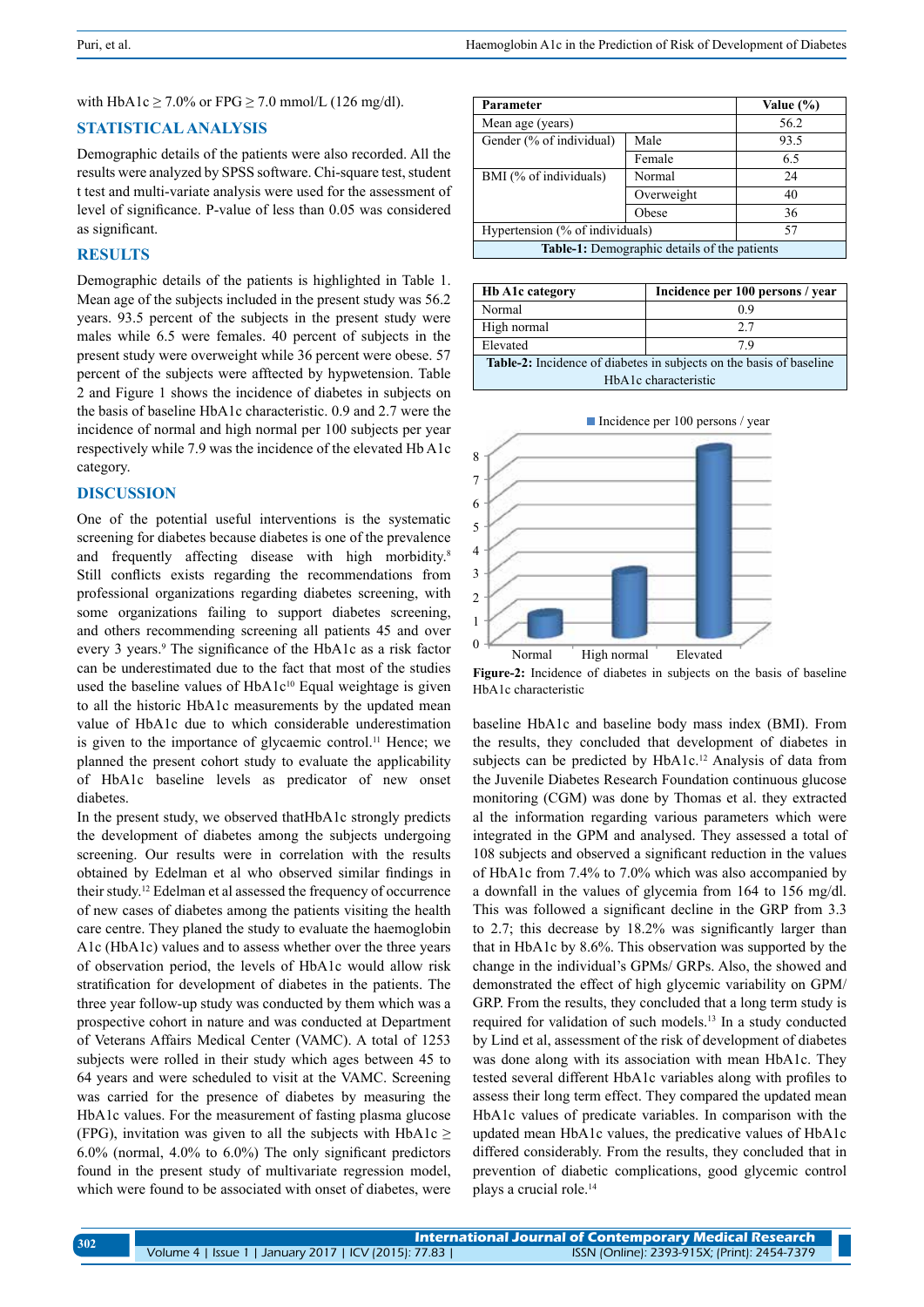with HbA1c ≥ 7.0% or FPG ≥ 7.0 mmol/L (126 mg/dl).

## STATISTICAL ANALYSIS

Demographic details of the patients were also recorded. All the results were analyzed by SPSS software. Chi-square test, student t test and multi-variate analysis were used for the assessment of level of significance. P-value of less than 0.05 was considered as significant.

## RESULTS

Demographic details of the patients is highlighted in Table 1. Mean age of the subjects included in the present study was 56.2 years. 93.5 percent of the subjects in the present study were males while 6.5 were females. 40 percent of subjects in the present study were overweight while 36 percent were obese. 57 percent of the subjects were affected by hypwetension. Table 2 and Figure 1 shows the incidence of diabetes in subjects on the basis of baseline HbA1c characteristic. 0.9 and 2.7 were the incidence of normal and high normal per 100 subjects per year respectively while 7.9 was the incidence of the elevated Hb A1c category.

| Parameter | | Value (%) |
|---|---|---|
| Mean age (years) | | 56.2 |
| Gender (% of individual) | Male | 93.5 |
| | Female | 6.5 |
| BMI (% of individuals) | Normal | 24 |
| | Overweight | 40 |
| | Obese | 36 |
| Hypertension (% of individuals) | | 57 |

**Table-1:** Demographic details of the patients

| Hb A1c category | Incidence per 100 persons / year |
|---|---|
| Normal | 0.9 |
| High normal | 2.7 |
| Elevated | 7.9 |

**Table-2:** Incidence of diabetes in subjects on the basis of baseline HbA1c characteristic

**Figure-2:** Incidence of diabetes in subjects on the basis of baseline HbA1c characteristic

## DISCUSSION

One of the potential useful interventions is the systematic screening for diabetes because diabetes is one of the prevalence and frequently affecting disease with high morbidity.[8] Still conflicts exists regarding the recommendations from professional organizations regarding diabetes screening, with some organizations failing to support diabetes screening, and others recommending screening all patients 45 and over every 3 years.[9] The significance of the HbA1c as a risk factor can be underestimated due to the fact that most of the studies used the baseline values of HbA1c[10] Equal weightage is given to all the historic HbA1c measurements by the updated mean value of HbA1c due to which considerable underestimation is given to the importance of glycaemic control.[11] Hence; we planned the present cohort study to evaluate the applicability of HbA1c baseline levels as predictor of new onset diabetes.

In the present study, we observed thatHbA1c strongly predicts the development of diabetes among the subjects undergoing screening. Our results were in correlation with the results obtained by Edelman et al who observed similar findings in their study.[12] Edelman et al assessed the frequency of occurrence of new cases of diabetes among the patients visiting the health care centre. They planed the study to evaluate the haemoglobin A1c (HbA1c) values and to assess whether over the three years of observation period, the levels of HbA1c would allow risk stratification for development of diabetes in the patients. The three year follow-up study was conducted by them which was a prospective cohort in nature and was conducted at Department of Veterans Affairs Medical Center (VAMC). A total of 1253 subjects were rolled in their study which ages between 45 to 64 years and were scheduled to visit at the VAMC. Screening was carried for the presence of diabetes by measuring the HbA1c values. For the measurement of fasting plasma glucose (FPG), invitation was given to all the subjects with HbA1c ≥ 6.0% (normal, 4.0% to 6.0%) The only significant predictors found in the present study of multivariate regression model, which were found to be associated with onset of diabetes, were baseline HbA1c and baseline body mass index (BMI). From the results, they concluded that development of diabetes in subjects can be predicted by HbA1c.[12] Analysis of data from the Juvenile Diabetes Research Foundation continuous glucose monitoring (CGM) was done by Thomas et al. they extracted al the information regarding various parameters which were integrated in the GPM and analysed. They assessed a total of 108 subjects and observed a significant reduction in the values of HbA1c from 7.4% to 7.0% which was also accompanied by a downfall in the values of glycemia from 164 to 156 mg/dl. This was followed a significant decline in the GRP from 3.3 to 2.7; this decrease by 18.2% was significantly larger than that in HbA1c by 8.6%. This observation was supported by the change in the individual's GPMs/ GRPs. Also, the showed and demonstrated the effect of high glycemic variability on GPM/ GRP. From the results, they concluded that a long term study is required for validation of such models.[13] In a study conducted by Lind et al, assessment of the risk of development of diabetes was done along with its association with mean HbA1c. They tested several different HbA1c variables along with profiles to assess their long term effect. They compared the updated mean HbA1c values of predicate variables. In comparison with the updated mean HbA1c values, the predicative values of HbA1c differed considerably. From the results, they concluded that in prevention of diabetic complications, good glycemic control plays a crucial role.[14]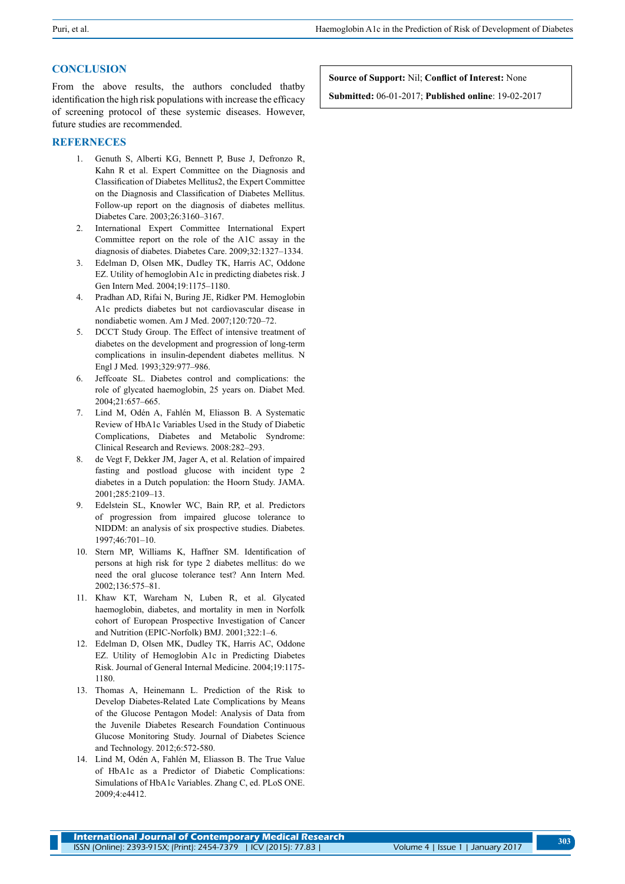## CONCLUSION

From the above results, the authors concluded thatby identification the high risk populations with increase the efficacy of screening protocol of these systemic diseases. However, future studies are recommended.

## REFERNECES

1. Genuth S, Alberti KG, Bennett P, Buse J, Defronzo R, Kahn R et al. Expert Committee on the Diagnosis and Classification of Diabetes Mellitus2, the Expert Committee on the Diagnosis and Classification of Diabetes Mellitus. Follow-up report on the diagnosis of diabetes mellitus. Diabetes Care. 2003;26:3160–3167.
2. International Expert Committee International Expert Committee report on the role of the A1C assay in the diagnosis of diabetes. Diabetes Care. 2009;32:1327–1334.
3. Edelman D, Olsen MK, Dudley TK, Harris AC, Oddone EZ. Utility of hemoglobin A1c in predicting diabetes risk. J Gen Intern Med. 2004;19:1175–1180.
4. Pradhan AD, Rifai N, Buring JE, Ridker PM. Hemoglobin A1c predicts diabetes but not cardiovascular disease in nondiabetic women. Am J Med. 2007;120:720–72.
5. DCCT Study Group. The Effect of intensive treatment of diabetes on the development and progression of long-term complications in insulin-dependent diabetes mellitus. N Engl J Med. 1993;329:977–986.
6. Jeffcoate SL. Diabetes control and complications: the role of glycated haemoglobin, 25 years on. Diabet Med. 2004;21:657–665.
7. Lind M, Odén A, Fahlén M, Eliasson B. A Systematic Review of HbA1c Variables Used in the Study of Diabetic Complications, Diabetes and Metabolic Syndrome: Clinical Research and Reviews. 2008:282–293.
8. de Vegt F, Dekker JM, Jager A, et al. Relation of impaired fasting and postload glucose with incident type 2 diabetes in a Dutch population: the Hoorn Study. JAMA. 2001;285:2109–13.
9. Edelstein SL, Knowler WC, Bain RP, et al. Predictors of progression from impaired glucose tolerance to NIDDM: an analysis of six prospective studies. Diabetes. 1997;46:701–10.
10. Stern MP, Williams K, Haffner SM. Identification of persons at high risk for type 2 diabetes mellitus: do we need the oral glucose tolerance test? Ann Intern Med. 2002;136:575–81.
11. Khaw KT, Wareham N, Luben R, et al. Glycated haemoglobin, diabetes, and mortality in men in Norfolk cohort of European Prospective Investigation of Cancer and Nutrition (EPIC-Norfolk) BMJ. 2001;322:1–6.
12. Edelman D, Olsen MK, Dudley TK, Harris AC, Oddone EZ. Utility of Hemoglobin A1c in Predicting Diabetes Risk. Journal of General Internal Medicine. 2004;19:1175-1180.
13. Thomas A, Heinemann L. Prediction of the Risk to Develop Diabetes-Related Late Complications by Means of the Glucose Pentagon Model: Analysis of Data from the Juvenile Diabetes Research Foundation Continuous Glucose Monitoring Study. Journal of Diabetes Science and Technology. 2012;6:572-580.
14. Lind M, Odén A, Fahlén M, Eliasson B. The True Value of HbA1c as a Predictor of Diabetic Complications: Simulations of HbA1c Variables. Zhang C, ed. PLoS ONE. 2009;4:e4412.

**Source of Support:** Nil; **Conflict of Interest:** None

**Submitted:** 06-01-2017; **Published online**: 19-02-2017